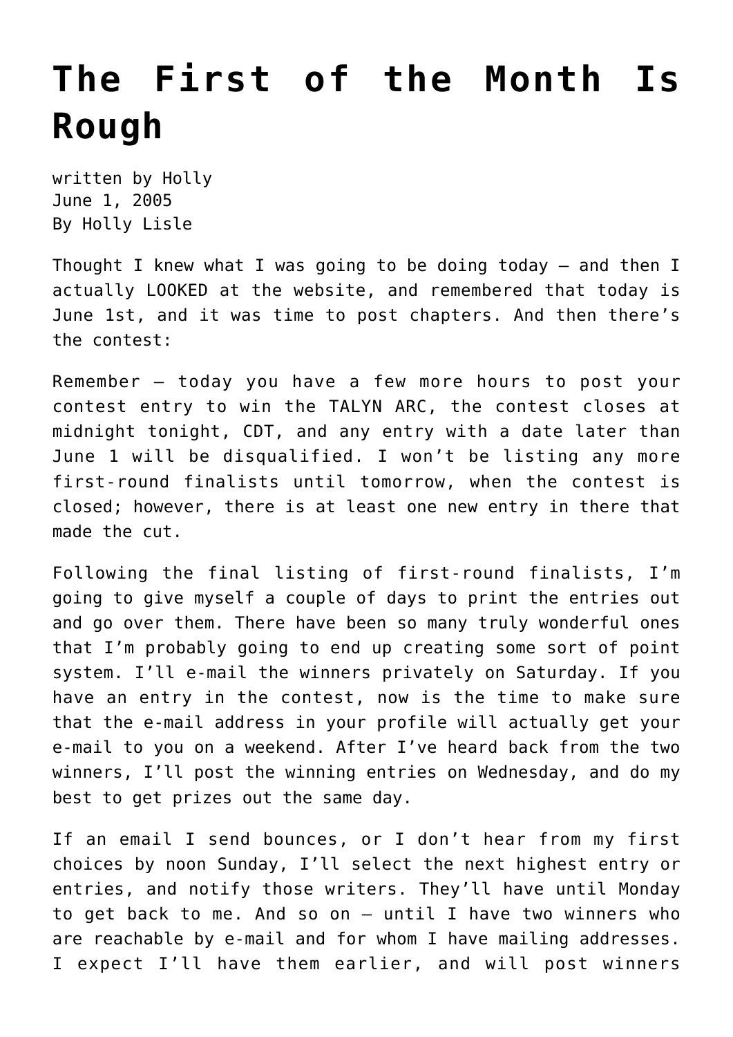# The First of the Month Is Rough

written by Holly
June 1, 2005
By Holly Lisle

Thought I knew what I was going to be doing today — and then I actually LOOKED at the website, and remembered that today is June 1st, and it was time to post chapters. And then there's the contest:

Remember — today you have a few more hours to post your contest entry to win the TALYN ARC, the contest closes at midnight tonight, CDT, and any entry with a date later than June 1 will be disqualified. I won't be listing any more first-round finalists until tomorrow, when the contest is closed; however, there is at least one new entry in there that made the cut.

Following the final listing of first-round finalists, I'm going to give myself a couple of days to print the entries out and go over them. There have been so many truly wonderful ones that I'm probably going to end up creating some sort of point system. I'll e-mail the winners privately on Saturday. If you have an entry in the contest, now is the time to make sure that the e-mail address in your profile will actually get your e-mail to you on a weekend. After I've heard back from the two winners, I'll post the winning entries on Wednesday, and do my best to get prizes out the same day.

If an email I send bounces, or I don't hear from my first choices by noon Sunday, I'll select the next highest entry or entries, and notify those writers. They'll have until Monday to get back to me. And so on — until I have two winners who are reachable by e-mail and for whom I have mailing addresses. I expect I'll have them earlier, and will post winners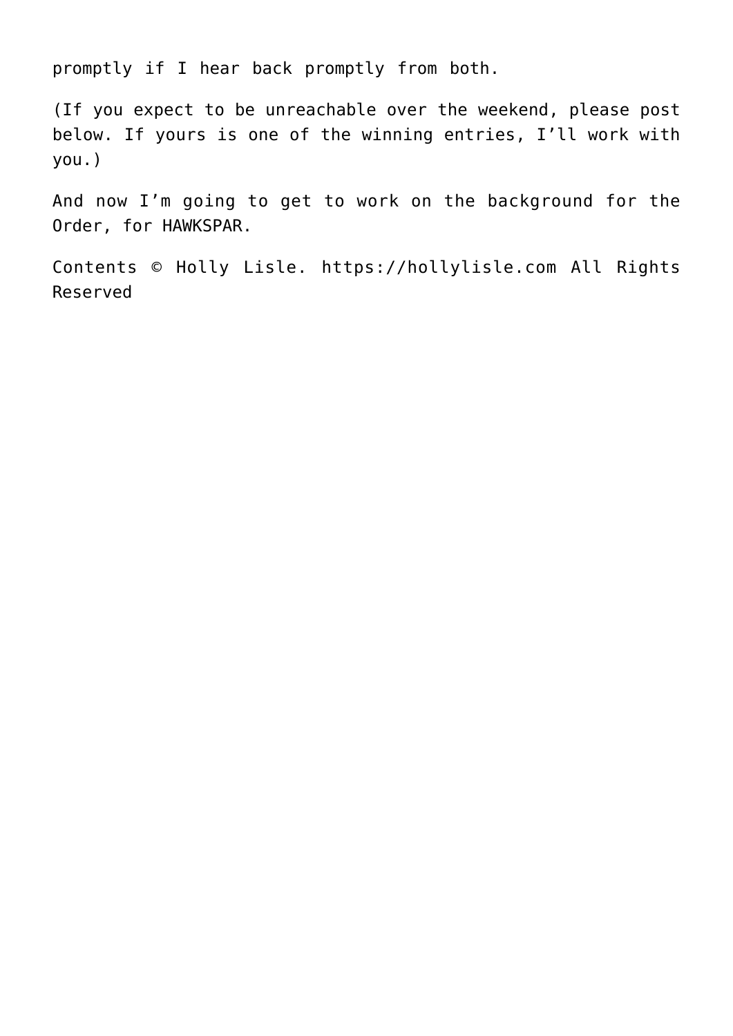promptly if I hear back promptly from both.

(If you expect to be unreachable over the weekend, please post below. If yours is one of the winning entries, I'll work with you.)

And now I'm going to get to work on the background for the Order, for HAWKSPAR.

Contents © Holly Lisle. https://hollylisle.com All Rights Reserved